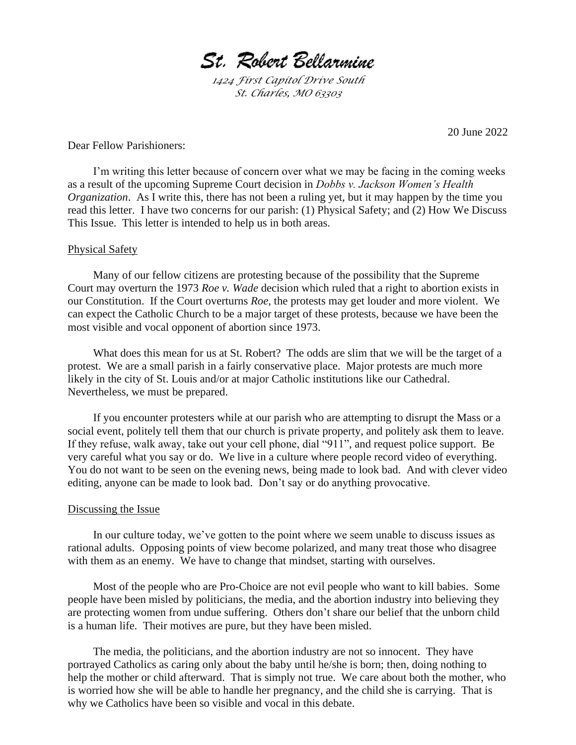# St. Robert Bellarmine

1424 First Capitol Drive South
St. Charles, MO 63303

20 June 2022

Dear Fellow Parishioners:

I'm writing this letter because of concern over what we may be facing in the coming weeks as a result of the upcoming Supreme Court decision in *Dobbs v. Jackson Women's Health Organization*. As I write this, there has not been a ruling yet, but it may happen by the time you read this letter. I have two concerns for our parish: (1) Physical Safety; and (2) How We Discuss This Issue. This letter is intended to help us in both areas.

## Physical Safety

Many of our fellow citizens are protesting because of the possibility that the Supreme Court may overturn the 1973 *Roe v. Wade* decision which ruled that a right to abortion exists in our Constitution. If the Court overturns *Roe*, the protests may get louder and more violent. We can expect the Catholic Church to be a major target of these protests, because we have been the most visible and vocal opponent of abortion since 1973.

What does this mean for us at St. Robert? The odds are slim that we will be the target of a protest. We are a small parish in a fairly conservative place. Major protests are much more likely in the city of St. Louis and/or at major Catholic institutions like our Cathedral. Nevertheless, we must be prepared.

If you encounter protesters while at our parish who are attempting to disrupt the Mass or a social event, politely tell them that our church is private property, and politely ask them to leave. If they refuse, walk away, take out your cell phone, dial "911", and request police support. Be very careful what you say or do. We live in a culture where people record video of everything. You do not want to be seen on the evening news, being made to look bad. And with clever video editing, anyone can be made to look bad. Don't say or do anything provocative.

## Discussing the Issue

In our culture today, we've gotten to the point where we seem unable to discuss issues as rational adults. Opposing points of view become polarized, and many treat those who disagree with them as an enemy. We have to change that mindset, starting with ourselves.

Most of the people who are Pro-Choice are not evil people who want to kill babies. Some people have been misled by politicians, the media, and the abortion industry into believing they are protecting women from undue suffering. Others don't share our belief that the unborn child is a human life. Their motives are pure, but they have been misled.

The media, the politicians, and the abortion industry are not so innocent. They have portrayed Catholics as caring only about the baby until he/she is born; then, doing nothing to help the mother or child afterward. That is simply not true. We care about both the mother, who is worried how she will be able to handle her pregnancy, and the child she is carrying. That is why we Catholics have been so visible and vocal in this debate.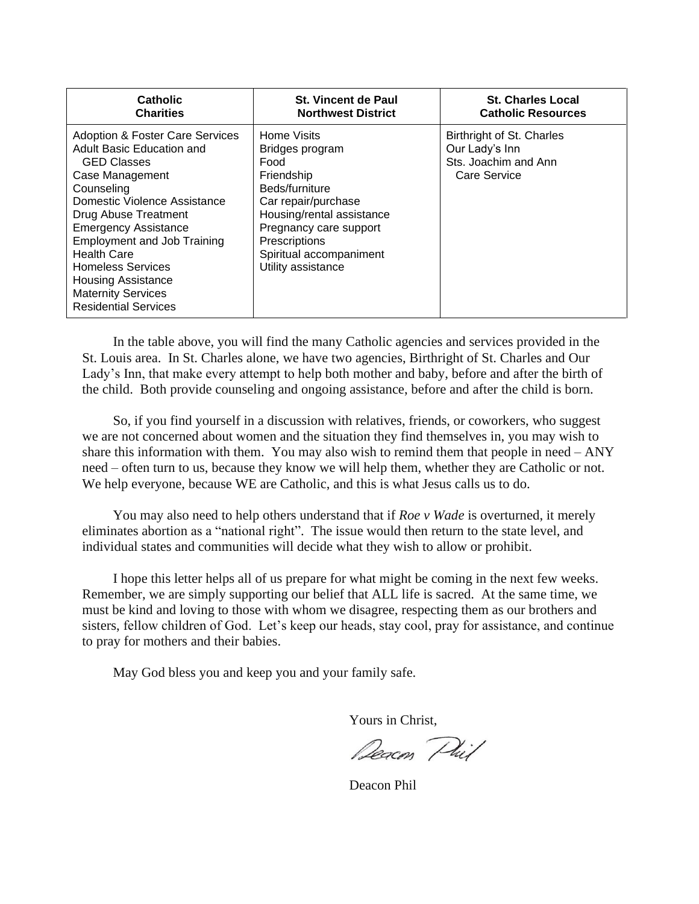| Catholic Charities | St. Vincent de Paul Northwest District | St. Charles Local Catholic Resources |
|---|---|---|
| Adoption & Foster Care Services<br>Adult Basic Education and GED Classes<br>Case Management<br>Counseling<br>Domestic Violence Assistance<br>Drug Abuse Treatment<br>Emergency Assistance<br>Employment and Job Training<br>Health Care<br>Homeless Services<br>Housing Assistance<br>Maternity Services<br>Residential Services | Home Visits<br>Bridges program<br>Food<br>Friendship<br>Beds/furniture<br>Car repair/purchase<br>Housing/rental assistance<br>Pregnancy care support<br>Prescriptions<br>Spiritual accompaniment<br>Utility assistance | Birthright of St. Charles<br>Our Lady's Inn<br>Sts. Joachim and Ann Care Service |

In the table above, you will find the many Catholic agencies and services provided in the St. Louis area. In St. Charles alone, we have two agencies, Birthright of St. Charles and Our Lady's Inn, that make every attempt to help both mother and baby, before and after the birth of the child. Both provide counseling and ongoing assistance, before and after the child is born.

So, if you find yourself in a discussion with relatives, friends, or coworkers, who suggest we are not concerned about women and the situation they find themselves in, you may wish to share this information with them. You may also wish to remind them that people in need – ANY need – often turn to us, because they know we will help them, whether they are Catholic or not. We help everyone, because WE are Catholic, and this is what Jesus calls us to do.

You may also need to help others understand that if *Roe v Wade* is overturned, it merely eliminates abortion as a "national right". The issue would then return to the state level, and individual states and communities will decide what they wish to allow or prohibit.

I hope this letter helps all of us prepare for what might be coming in the next few weeks. Remember, we are simply supporting our belief that ALL life is sacred. At the same time, we must be kind and loving to those with whom we disagree, respecting them as our brothers and sisters, fellow children of God. Let's keep our heads, stay cool, pray for assistance, and continue to pray for mothers and their babies.

May God bless you and keep you and your family safe.

Yours in Christ,

Deacon Phil

Deacon Phil